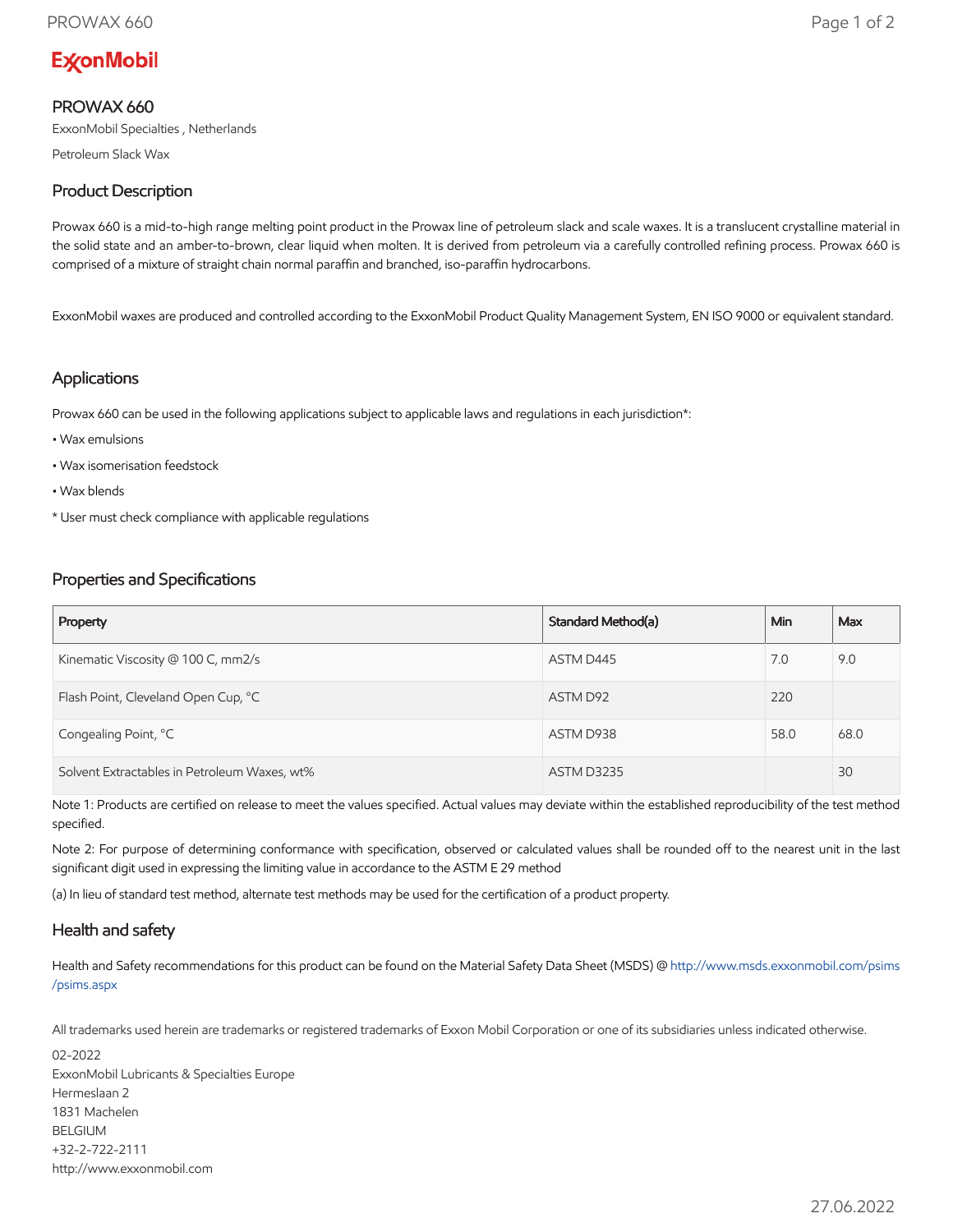ExxonMobil

## PROWAX 660

ExxonMobil Specialties , Netherlands

Petroleum Slack Wax

### Product Description

Prowax 660 is a mid-to-high range melting point product in the Prowax line of petroleum slack and scale waxes. It is a translucent crystalline material in the solid state and an amber-to-brown, clear liquid when molten. It is derived from petroleum via a carefully controlled refining process. Prowax 660 is comprised of a mixture of straight chain normal paraffin and branched, iso-paraffin hydrocarbons.

ExxonMobil waxes are produced and controlled according to the ExxonMobil Product Quality Management System, EN ISO 9000 or equivalent standard.

### Applications

Prowax 660 can be used in the following applications subject to applicable laws and regulations in each jurisdiction*:

• Wax emulsions

• Wax isomerisation feedstock

• Wax blends

* User must check compliance with applicable regulations

### Properties and Specifications

| Property | Standard Method(a) | Min | Max |
|---|---|---|---|
| Kinematic Viscosity @ 100 C, mm2/s | ASTM D445 | 7.0 | 9.0 |
| Flash Point, Cleveland Open Cup, °C | ASTM D92 | 220 | |
| Congealing Point, °C | ASTM D938 | 58.0 | 68.0 |
| Solvent Extractables in Petroleum Waxes, wt% | ASTM D3235 | | 30 |

Note 1: Products are certified on release to meet the values specified. Actual values may deviate within the established reproducibility of the test method specified.

Note 2: For purpose of determining conformance with specification, observed or calculated values shall be rounded off to the nearest unit in the last significant digit used in expressing the limiting value in accordance to the ASTM E 29 method

(a) In lieu of standard test method, alternate test methods may be used for the certification of a product property.

### Health and safety

Health and Safety recommendations for this product can be found on the Material Safety Data Sheet (MSDS) @ http://www.msds.exxonmobil.com/psims/psims.aspx

All trademarks used herein are trademarks or registered trademarks of Exxon Mobil Corporation or one of its subsidiaries unless indicated otherwise.

02-2022
ExxonMobil Lubricants & Specialties Europe
Hermeslaan 2
1831 Machelen
BELGIUM
+32-2-722-2111
http://www.exxonmobil.com

27.06.2022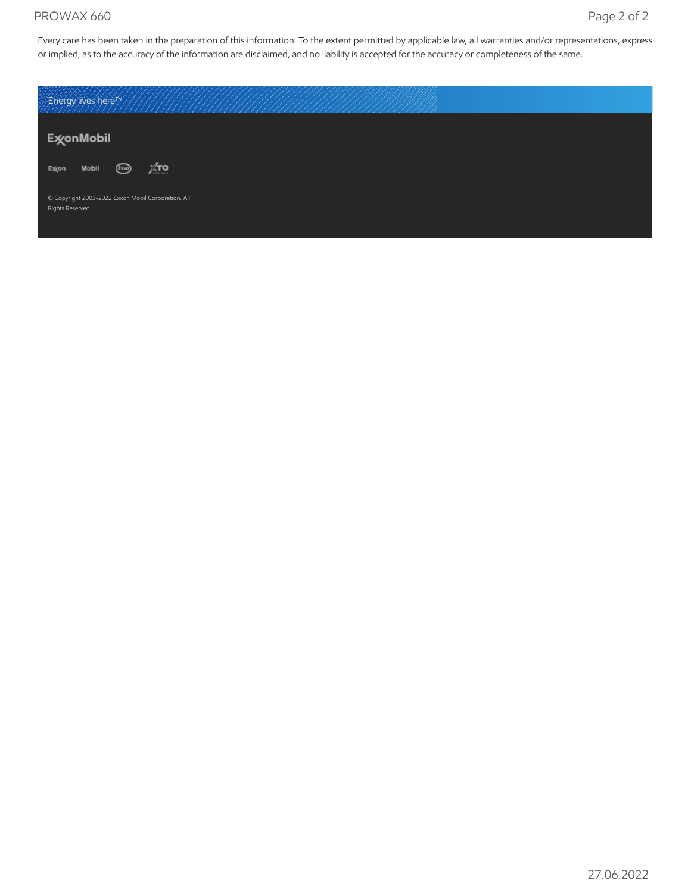Every care has been taken in the preparation of this information. To the extent permitted by applicable law, all warranties and/or representations, express or implied, as to the accuracy of the information are disclaimed, and no liability is accepted for the accuracy or completeness of the same.

Energy lives here™

ExxonMobil

Exxon Mobil Esso XTO

© Copyright 2003-2022 Exxon Mobil Corporation. All Rights Reserved